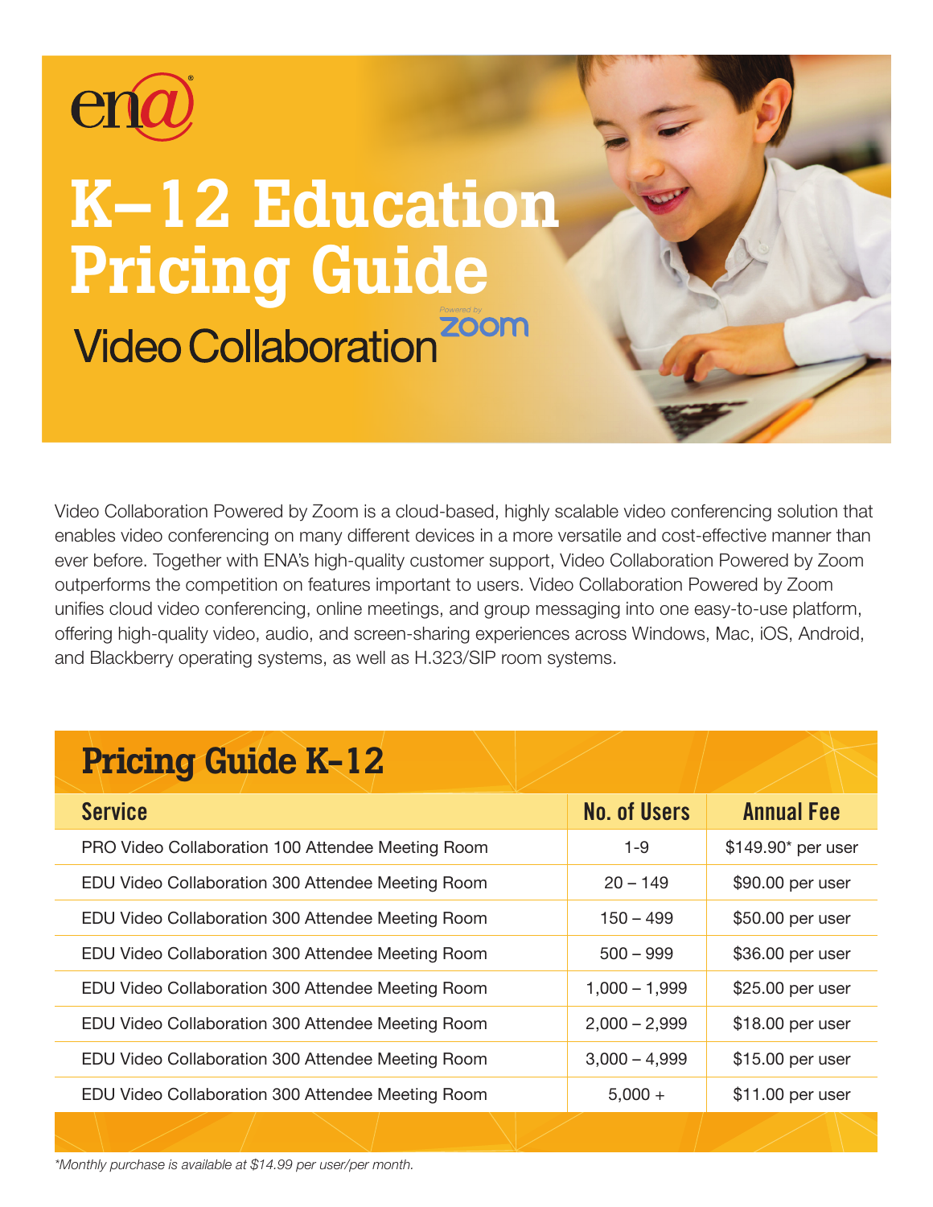ena®

# K–12 Education Pricing Guide

## Video Collaboration Powered by zoom

Video Collaboration Powered by Zoom is a cloud-based, highly scalable video conferencing solution that enables video conferencing on many different devices in a more versatile and cost-effective manner than ever before. Together with ENA's high-quality customer support, Video Collaboration Powered by Zoom outperforms the competition on features important to users. Video Collaboration Powered by Zoom unifies cloud video conferencing, online meetings, and group messaging into one easy-to-use platform, offering high-quality video, audio, and screen-sharing experiences across Windows, Mac, iOS, Android, and Blackberry operating systems, as well as H.323/SIP room systems.

## Pricing Guide K-12

| Service | No. of Users | Annual Fee |
|---|---|---|
| PRO Video Collaboration 100 Attendee Meeting Room | 1-9 | $149.90* per user |
| EDU Video Collaboration 300 Attendee Meeting Room | 20 – 149 | $90.00 per user |
| EDU Video Collaboration 300 Attendee Meeting Room | 150 – 499 | $50.00 per user |
| EDU Video Collaboration 300 Attendee Meeting Room | 500 – 999 | $36.00 per user |
| EDU Video Collaboration 300 Attendee Meeting Room | 1,000 – 1,999 | $25.00 per user |
| EDU Video Collaboration 300 Attendee Meeting Room | 2,000 – 2,999 | $18.00 per user |
| EDU Video Collaboration 300 Attendee Meeting Room | 3,000 – 4,999 | $15.00 per user |
| EDU Video Collaboration 300 Attendee Meeting Room | 5,000 + | $11.00 per user |

*\*Monthly purchase is available at $14.99 per user/per month.*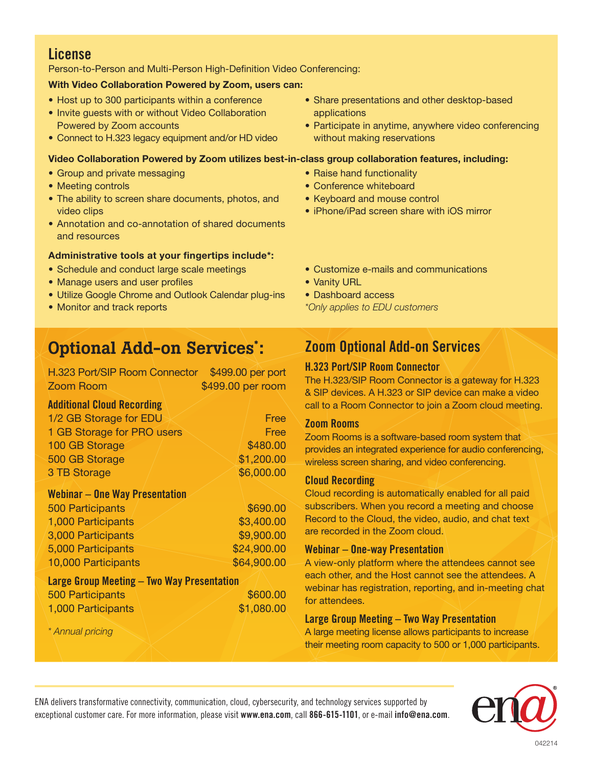## License

Person-to-Person and Multi-Person High-Definition Video Conferencing:

**With Video Collaboration Powered by Zoom, users can:**

- Host up to 300 participants within a conference
- Invite guests with or without Video Collaboration Powered by Zoom accounts
- Connect to H.323 legacy equipment and/or HD video
- Share presentations and other desktop-based applications
- Participate in anytime, anywhere video conferencing without making reservations

**Video Collaboration Powered by Zoom utilizes best-in-class group collaboration features, including:**

- Group and private messaging
- Meeting controls
- The ability to screen share documents, photos, and video clips
- Annotation and co-annotation of shared documents and resources
- Raise hand functionality
- Conference whiteboard
- Keyboard and mouse control
- iPhone/iPad screen share with iOS mirror

**Administrative tools at your fingertips include*:**

- Schedule and conduct large scale meetings
- Manage users and user profiles
- Utilize Google Chrome and Outlook Calendar plug-ins
- Monitor and track reports
- Customize e-mails and communications
- Vanity URL
- Dashboard access

*\*Only applies to EDU customers*

## Optional Add-on Services*:

| | |
|---|---|
| H.323 Port/SIP Room Connector | $499.00 per port |
| Zoom Room | $499.00 per room |

### Additional Cloud Recording

| | |
|---|---|
| 1/2 GB Storage for EDU | Free |
| 1 GB Storage for PRO users | Free |
| 100 GB Storage | $480.00 |
| 500 GB Storage | $1,200.00 |
| 3 TB Storage | $6,000.00 |

### Webinar – One Way Presentation

| | |
|---|---|
| 500 Participants | $690.00 |
| 1,000 Participants | $3,400.00 |
| 3,000 Participants | $9,900.00 |
| 5,000 Participants | $24,900.00 |
| 10,000 Participants | $64,900.00 |

### Large Group Meeting – Two Way Presentation

| | |
|---|---|
| 500 Participants | $600.00 |
| 1,000 Participants | $1,080.00 |

*\* Annual pricing*

## Zoom Optional Add-on Services

### H.323 Port/SIP Room Connector

The H.323/SIP Room Connector is a gateway for H.323 & SIP devices. A H.323 or SIP device can make a video call to a Room Connector to join a Zoom cloud meeting.

### Zoom Rooms

Zoom Rooms is a software-based room system that provides an integrated experience for audio conferencing, wireless screen sharing, and video conferencing.

### Cloud Recording

Cloud recording is automatically enabled for all paid subscribers. When you record a meeting and choose Record to the Cloud, the video, audio, and chat text are recorded in the Zoom cloud.

### Webinar – One-way Presentation

A view-only platform where the attendees cannot see each other, and the Host cannot see the attendees. A webinar has registration, reporting, and in-meeting chat for attendees.

### Large Group Meeting – Two Way Presentation

A large meeting license allows participants to increase their meeting room capacity to 500 or 1,000 participants.

ENA delivers transformative connectivity, communication, cloud, cybersecurity, and technology services supported by exceptional customer care. For more information, please visit **www.ena.com**, call **866-615-1101**, or e-mail **info@ena.com**.

ena®

042214